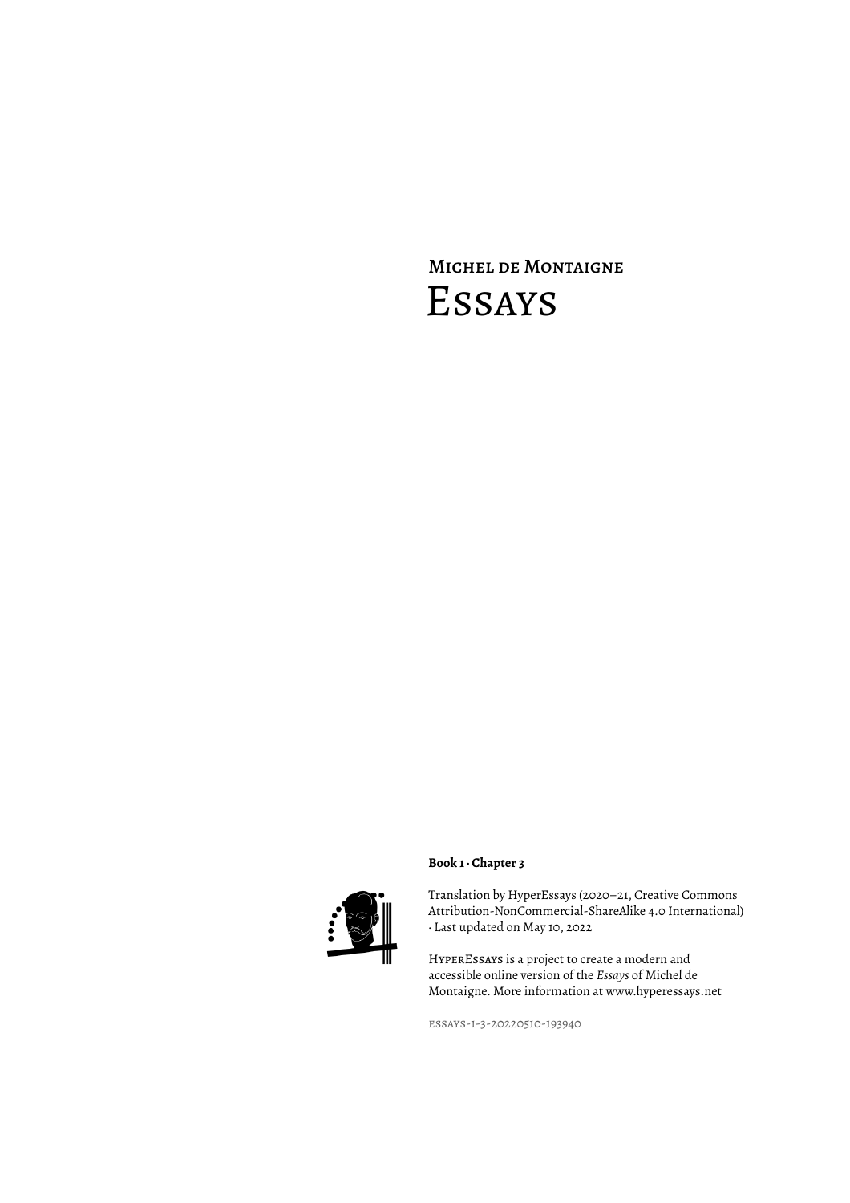Michel de Montaigne

# Essays

**Book 1 · Chapter 3**

Translation by HyperEssays (2020–21, Creative Commons Attribution-NonCommercial-ShareAlike 4.0 International) · Last updated on May 10, 2022

HyperEssays is a project to create a modern and accessible online version of the *Essays* of Michel de Montaigne. More information at www.hyperessays.net

essays-1-3-20220510-193940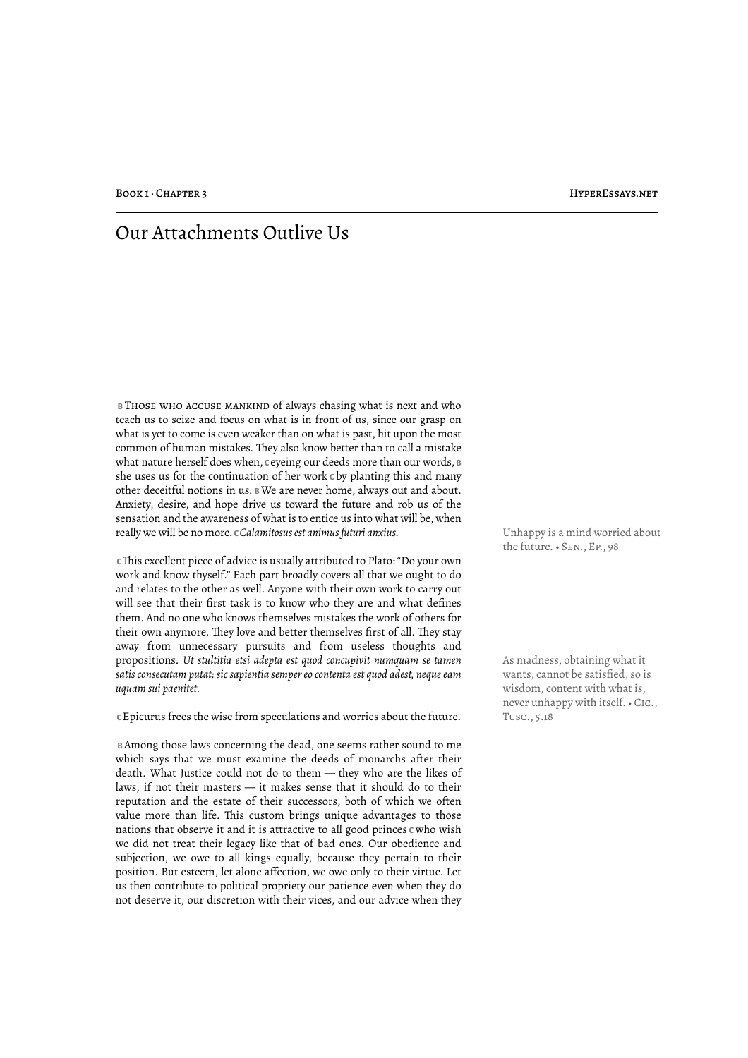# Our Attachments Outlive Us

**B** THOSE WHO ACCUSE MANKIND of always chasing what is next and who teach us to seize and focus on what is in front of us, since our grasp on what is yet to come is even weaker than on what is past, hit upon the most common of human mistakes. They also know better than to call a mistake what nature herself does when, **C** eyeing our deeds more than our words, **B** she uses us for the continuation of her work **C** by planting this and many other deceitful notions in us. **B** We are never home, always out and about. Anxiety, desire, and hope drive us toward the future and rob us of the sensation and the awareness of what is to entice us into what will be, when really we will be no more. **C** *Calamitosus est animus futuri anxius.*

Unhappy is a mind worried about the future. • SEN., EP., 98

**C** This excellent piece of advice is usually attributed to Plato: "Do your own work and know thyself." Each part broadly covers all that we ought to do and relates to the other as well. Anyone with their own work to carry out will see that their first task is to know who they are and what defines them. And no one who knows themselves mistakes the work of others for their own anymore. They love and better themselves first of all. They stay away from unnecessary pursuits and from useless thoughts and propositions. *Ut stultitia etsi adepta est quod concupivit numquam se tamen satis consecutam putat: sic sapientia semper eo contenta est quod adest, neque eam uquam sui paenitet.*

As madness, obtaining what it wants, cannot be satisfied, so is wisdom, content with what is, never unhappy with itself. • CIC., TUSC., 5.18

**C** Epicurus frees the wise from speculations and worries about the future.

**B** Among those laws concerning the dead, one seems rather sound to me which says that we must examine the deeds of monarchs after their death. What Justice could not do to them — they who are the likes of laws, if not their masters — it makes sense that it should do to their reputation and the estate of their successors, both of which we often value more than life. This custom brings unique advantages to those nations that observe it and it is attractive to all good princes **C** who wish we did not treat their legacy like that of bad ones. Our obedience and subjection, we owe to all kings equally, because they pertain to their position. But esteem, let alone affection, we owe only to their virtue. Let us then contribute to political propriety our patience even when they do not deserve it, our discretion with their vices, and our advice when they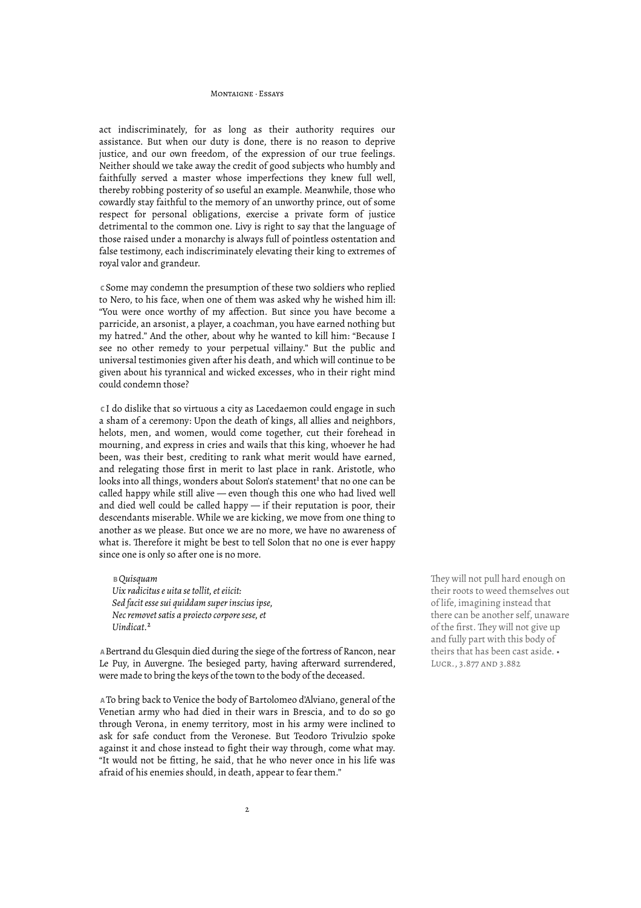act indiscriminately, for as long as their authority requires our assistance. But when our duty is done, there is no reason to deprive justice, and our own freedom, of the expression of our true feelings. Neither should we take away the credit of good subjects who humbly and faithfully served a master whose imperfections they knew full well, thereby robbing posterity of so useful an example. Meanwhile, those who cowardly stay faithful to the memory of an unworthy prince, out of some respect for personal obligations, exercise a private form of justice detrimental to the common one. Livy is right to say that the language of those raised under a monarchy is always full of pointless ostentation and false testimony, each indiscriminately elevating their king to extremes of royal valor and grandeur.

C Some may condemn the presumption of these two soldiers who replied to Nero, to his face, when one of them was asked why he wished him ill: "You were once worthy of my affection. But since you have become a parricide, an arsonist, a player, a coachman, you have earned nothing but my hatred." And the other, about why he wanted to kill him: "Because I see no other remedy to your perpetual villainy." But the public and universal testimonies given after his death, and which will continue to be given about his tyrannical and wicked excesses, who in their right mind could condemn those?

C I do dislike that so virtuous a city as Lacedaemon could engage in such a sham of a ceremony: Upon the death of kings, all allies and neighbors, helots, men, and women, would come together, cut their forehead in mourning, and express in cries and wails that this king, whoever he had been, was their best, crediting to rank what merit would have earned, and relegating those first in merit to last place in rank. Aristotle, who looks into all things, wonders about Solon's statement[1] that no one can be called happy while still alive — even though this one who had lived well and died well could be called happy — if their reputation is poor, their descendants miserable. While we are kicking, we move from one thing to another as we please. But once we are no more, we have no awareness of what is. Therefore it might be best to tell Solon that no one is ever happy since one is only so after one is no more.

> B *Quisquam*
> *Uix radicitus e uita se tollit, et eiicit:*
> *Sed facit esse sui quiddam super inscius ipse,*
> *Nec removet satis a proiecto corpore sese, et*
> *Uindicat.*[2]

They will not pull hard enough on their roots to weed themselves out of life, imagining instead that there can be another self, unaware of the first. They will not give up and fully part with this body of theirs that has been cast aside. • LUCR., 3.877 AND 3.882

A Bertrand du Glesquin died during the siege of the fortress of Rancon, near Le Puy, in Auvergne. The besieged party, having afterward surrendered, were made to bring the keys of the town to the body of the deceased.

A To bring back to Venice the body of Bartolomeo d'Alviano, general of the Venetian army who had died in their wars in Brescia, and to do so go through Verona, in enemy territory, most in his army were inclined to ask for safe conduct from the Veronese. But Teodoro Trivulzio spoke against it and chose instead to fight their way through, come what may. "It would not be fitting, he said, that he who never once in his life was afraid of his enemies should, in death, appear to fear them."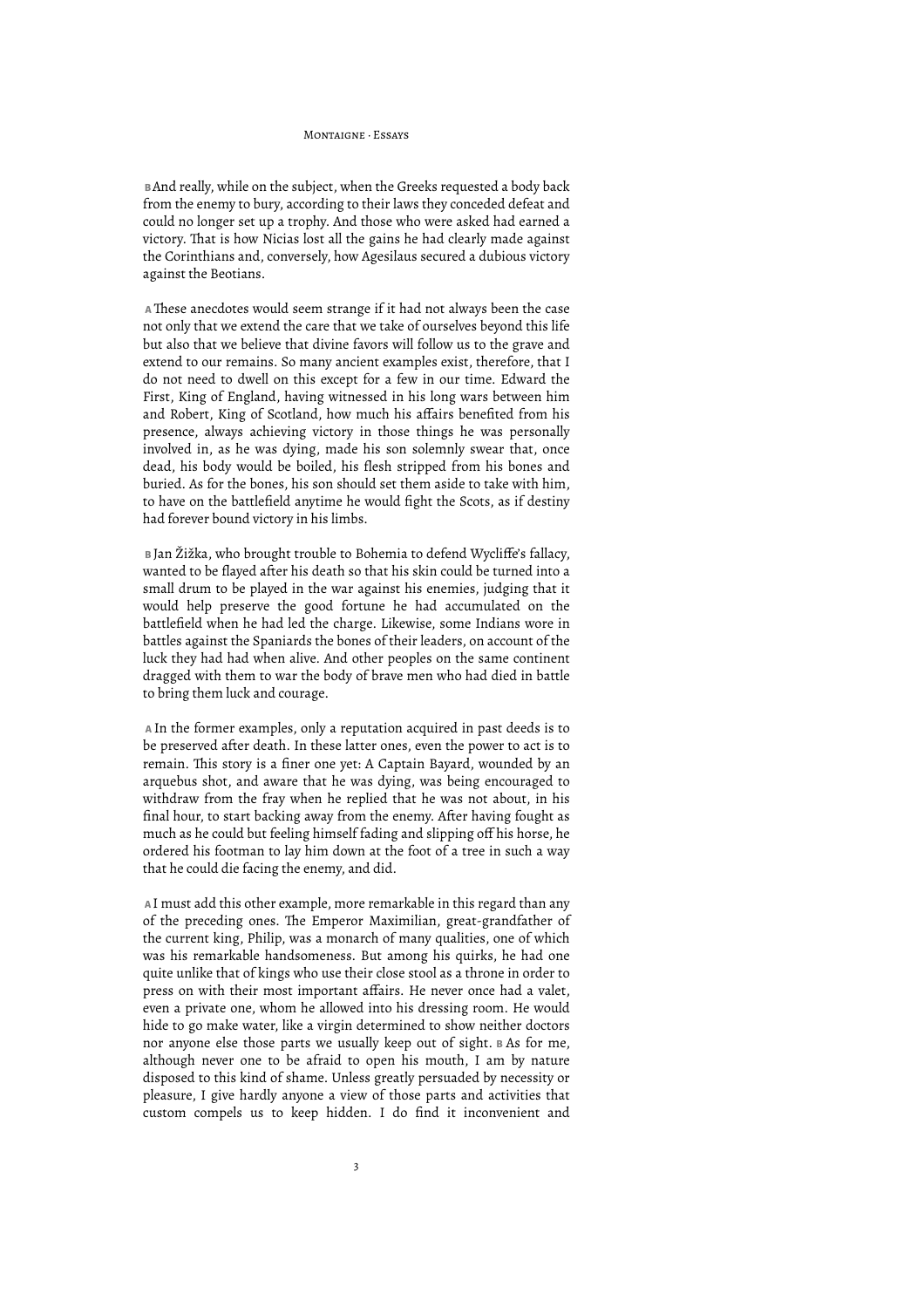**B** And really, while on the subject, when the Greeks requested a body back from the enemy to bury, according to their laws they conceded defeat and could no longer set up a trophy. And those who were asked had earned a victory. That is how Nicias lost all the gains he had clearly made against the Corinthians and, conversely, how Agesilaus secured a dubious victory against the Beotians.

**A** These anecdotes would seem strange if it had not always been the case not only that we extend the care that we take of ourselves beyond this life but also that we believe that divine favors will follow us to the grave and extend to our remains. So many ancient examples exist, therefore, that I do not need to dwell on this except for a few in our time. Edward the First, King of England, having witnessed in his long wars between him and Robert, King of Scotland, how much his affairs benefited from his presence, always achieving victory in those things he was personally involved in, as he was dying, made his son solemnly swear that, once dead, his body would be boiled, his flesh stripped from his bones and buried. As for the bones, his son should set them aside to take with him, to have on the battlefield anytime he would fight the Scots, as if destiny had forever bound victory in his limbs.

**B** Jan Žižka, who brought trouble to Bohemia to defend Wycliffe's fallacy, wanted to be flayed after his death so that his skin could be turned into a small drum to be played in the war against his enemies, judging that it would help preserve the good fortune he had accumulated on the battlefield when he had led the charge. Likewise, some Indians wore in battles against the Spaniards the bones of their leaders, on account of the luck they had had when alive. And other peoples on the same continent dragged with them to war the body of brave men who had died in battle to bring them luck and courage.

**A** In the former examples, only a reputation acquired in past deeds is to be preserved after death. In these latter ones, even the power to act is to remain. This story is a finer one yet: A Captain Bayard, wounded by an arquebus shot, and aware that he was dying, was being encouraged to withdraw from the fray when he replied that he was not about, in his final hour, to start backing away from the enemy. After having fought as much as he could but feeling himself fading and slipping off his horse, he ordered his footman to lay him down at the foot of a tree in such a way that he could die facing the enemy, and did.

**A** I must add this other example, more remarkable in this regard than any of the preceding ones. The Emperor Maximilian, great-grandfather of the current king, Philip, was a monarch of many qualities, one of which was his remarkable handsomeness. But among his quirks, he had one quite unlike that of kings who use their close stool as a throne in order to press on with their most important affairs. He never once had a valet, even a private one, whom he allowed into his dressing room. He would hide to go make water, like a virgin determined to show neither doctors nor anyone else those parts we usually keep out of sight. **B** As for me, although never one to be afraid to open his mouth, I am by nature disposed to this kind of shame. Unless greatly persuaded by necessity or pleasure, I give hardly anyone a view of those parts and activities that custom compels us to keep hidden. I do find it inconvenient and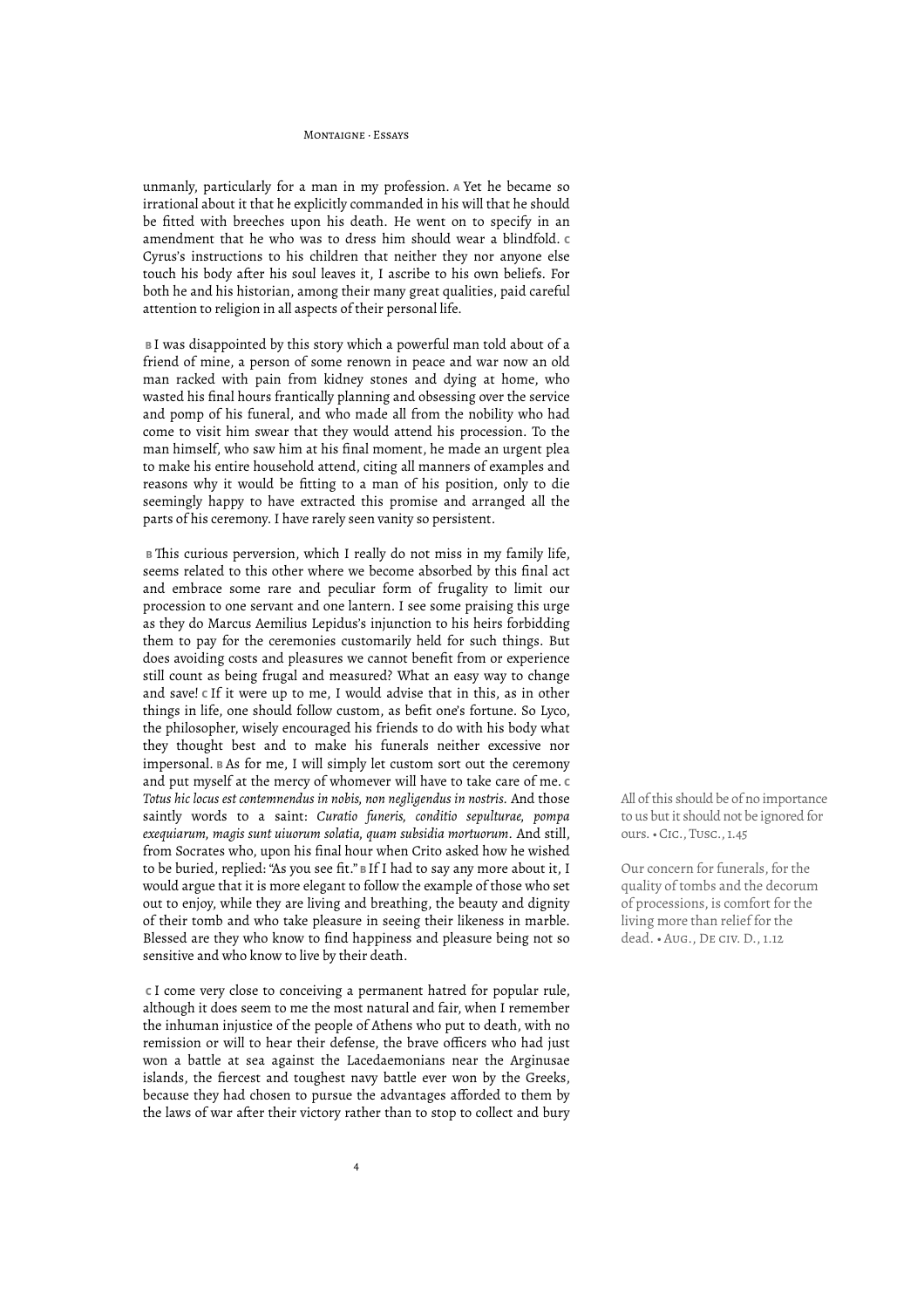unmanly, particularly for a man in my profession. **A** Yet he became so irrational about it that he explicitly commanded in his will that he should be fitted with breeches upon his death. He went on to specify in an amendment that he who was to dress him should wear a blindfold. **C** Cyrus's instructions to his children that neither they nor anyone else touch his body after his soul leaves it, I ascribe to his own beliefs. For both he and his historian, among their many great qualities, paid careful attention to religion in all aspects of their personal life.

**B** I was disappointed by this story which a powerful man told about of a friend of mine, a person of some renown in peace and war now an old man racked with pain from kidney stones and dying at home, who wasted his final hours frantically planning and obsessing over the service and pomp of his funeral, and who made all from the nobility who had come to visit him swear that they would attend his procession. To the man himself, who saw him at his final moment, he made an urgent plea to make his entire household attend, citing all manners of examples and reasons why it would be fitting to a man of his position, only to die seemingly happy to have extracted this promise and arranged all the parts of his ceremony. I have rarely seen vanity so persistent.

**B** This curious perversion, which I really do not miss in my family life, seems related to this other where we become absorbed by this final act and embrace some rare and peculiar form of frugality to limit our procession to one servant and one lantern. I see some praising this urge as they do Marcus Aemilius Lepidus's injunction to his heirs forbidding them to pay for the ceremonies customarily held for such things. But does avoiding costs and pleasures we cannot benefit from or experience still count as being frugal and measured? What an easy way to change and save! **C** If it were up to me, I would advise that in this, as in other things in life, one should follow custom, as befit one's fortune. So Lyco, the philosopher, wisely encouraged his friends to do with his body what they thought best and to make his funerals neither excessive nor impersonal. **B** As for me, I will simply let custom sort out the ceremony and put myself at the mercy of whomever will have to take care of me. **C** *Totus hic locus est contemnendus in nobis, non negligendus in nostris.* And those saintly words to a saint: *Curatio funeris, conditio sepulturae, pompa exequiarum, magis sunt uiuorum solatia, quam subsidia mortuorum.* And still, from Socrates who, upon his final hour when Crito asked how he wished to be buried, replied: "As you see fit." **B** If I had to say any more about it, I would argue that it is more elegant to follow the example of those who set out to enjoy, while they are living and breathing, the beauty and dignity of their tomb and who take pleasure in seeing their likeness in marble. Blessed are they who know to find happiness and pleasure being not so sensitive and who know to live by their death.

All of this should be of no importance to us but it should not be ignored for ours. • Cic., Tusc., 1.45

Our concern for funerals, for the quality of tombs and the decorum of processions, is comfort for the living more than relief for the dead. • Aug., De civ. D., 1.12

**C** I come very close to conceiving a permanent hatred for popular rule, although it does seem to me the most natural and fair, when I remember the inhuman injustice of the people of Athens who put to death, with no remission or will to hear their defense, the brave officers who had just won a battle at sea against the Lacedaemonians near the Arginusae islands, the fiercest and toughest navy battle ever won by the Greeks, because they had chosen to pursue the advantages afforded to them by the laws of war after their victory rather than to stop to collect and bury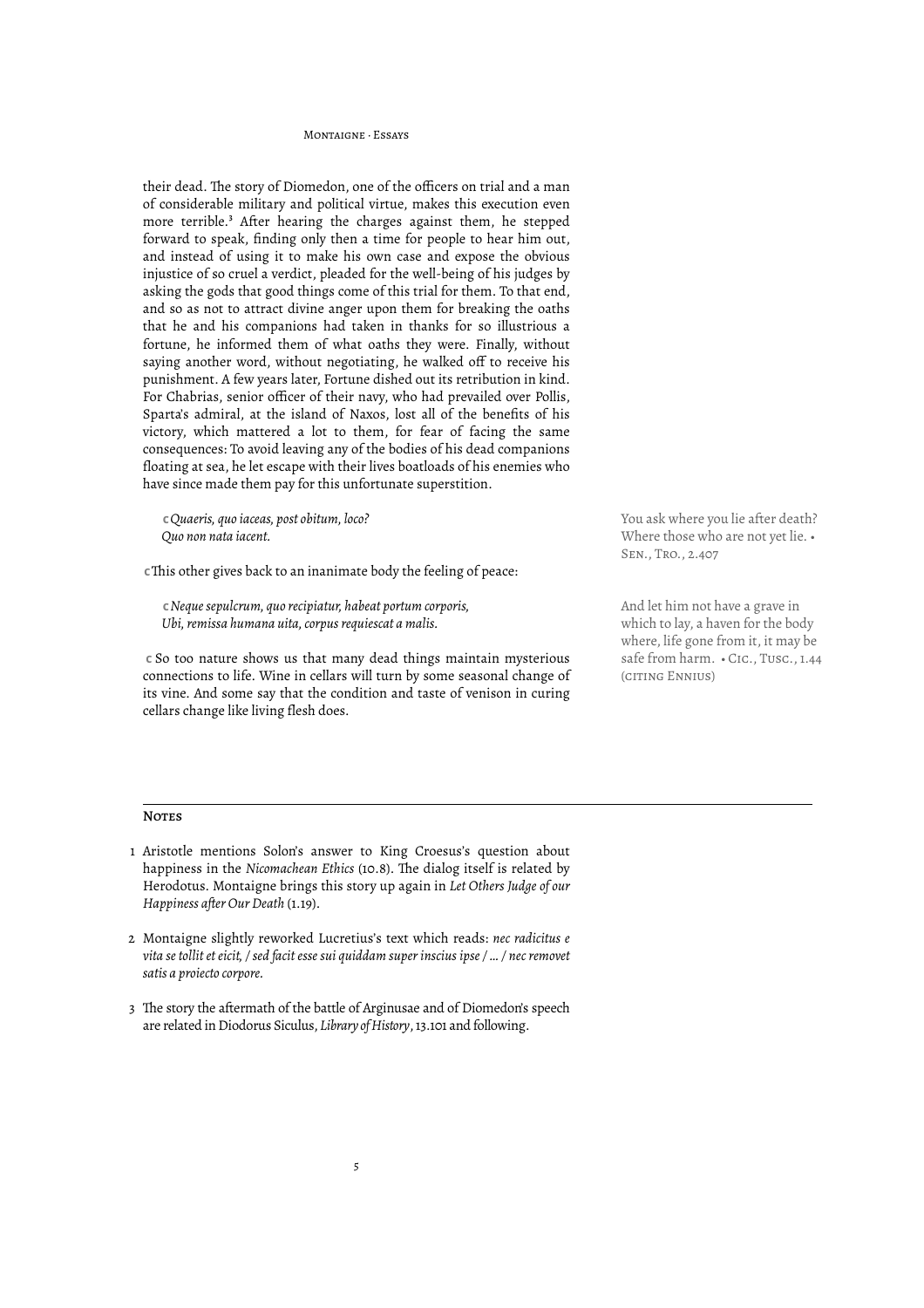their dead. The story of Diomedon, one of the officers on trial and a man of considerable military and political virtue, makes this execution even more terrible.[3] After hearing the charges against them, he stepped forward to speak, finding only then a time for people to hear him out, and instead of using it to make his own case and expose the obvious injustice of so cruel a verdict, pleaded for the well-being of his judges by asking the gods that good things come of this trial for them. To that end, and so as not to attract divine anger upon them for breaking the oaths that he and his companions had taken in thanks for so illustrious a fortune, he informed them of what oaths they were. Finally, without saying another word, without negotiating, he walked off to receive his punishment. A few years later, Fortune dished out its retribution in kind. For Chabrias, senior officer of their navy, who had prevailed over Pollis, Sparta's admiral, at the island of Naxos, lost all of the benefits of his victory, which mattered a lot to them, for fear of facing the same consequences: To avoid leaving any of the bodies of his dead companions floating at sea, he let escape with their lives boatloads of his enemies who have since made them pay for this unfortunate superstition.

> c *Quaeris, quo iaceas, post obitum, loco?*
> *Quo non nata iacent.*

You ask where you lie after death? Where those who are not yet lie. • Sen., Tro., 2.407

c This other gives back to an inanimate body the feeling of peace:

> c *Neque sepulcrum, quo recipiatur, habeat portum corporis,*
> *Ubi, remissa humana uita, corpus requiescat a malis.*

And let him not have a grave in which to lay, a haven for the body where, life gone from it, it may be safe from harm. • Cic., Tusc., 1.44 (citing Ennius)

c So too nature shows us that many dead things maintain mysterious connections to life. Wine in cellars will turn by some seasonal change of its vine. And some say that the condition and taste of venison in curing cellars change like living flesh does.

---

**Notes**

1. Aristotle mentions Solon's answer to King Croesus's question about happiness in the *Nicomachean Ethics* (10.8). The dialog itself is related by Herodotus. Montaigne brings this story up again in *Let Others Judge of our Happiness after Our Death* (1.19).

2. Montaigne slightly reworked Lucretius's text which reads: *nec radicitus e vita se tollit et eicit, / sed facit esse sui quiddam super inscius ipse / ... / nec removet satis a proiecto corpore.*

3. The story the aftermath of the battle of Arginusae and of Diomedon's speech are related in Diodorus Siculus, *Library of History*, 13.101 and following.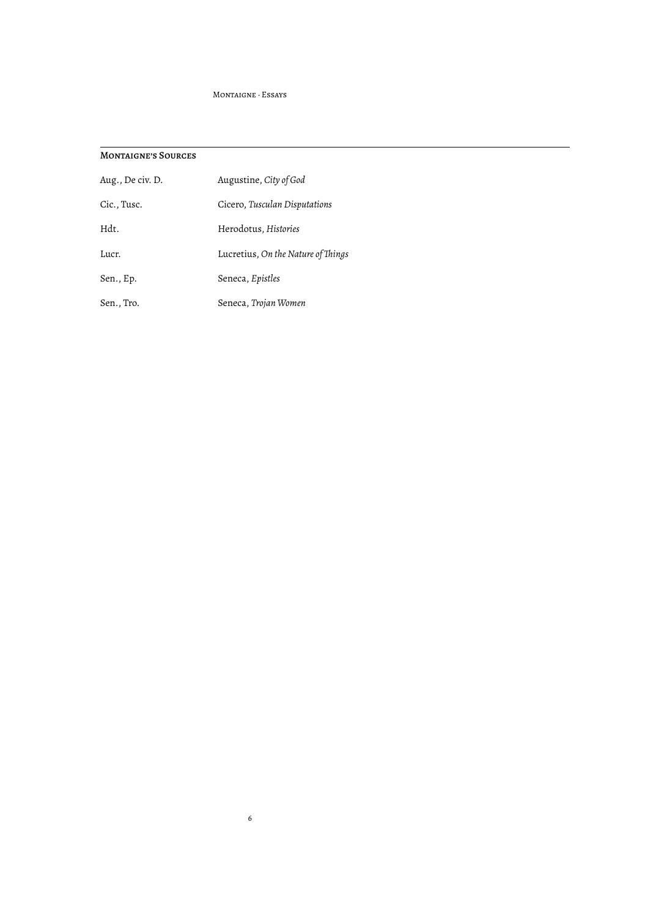## Montaigne's Sources

| | |
|---|---|
| Aug., De civ. D. | Augustine, *City of God* |
| Cic., Tusc. | Cicero, *Tusculan Disputations* |
| Hdt. | Herodotus, *Histories* |
| Lucr. | Lucretius, *On the Nature of Things* |
| Sen., Ep. | Seneca, *Epistles* |
| Sen., Tro. | Seneca, *Trojan Women* |